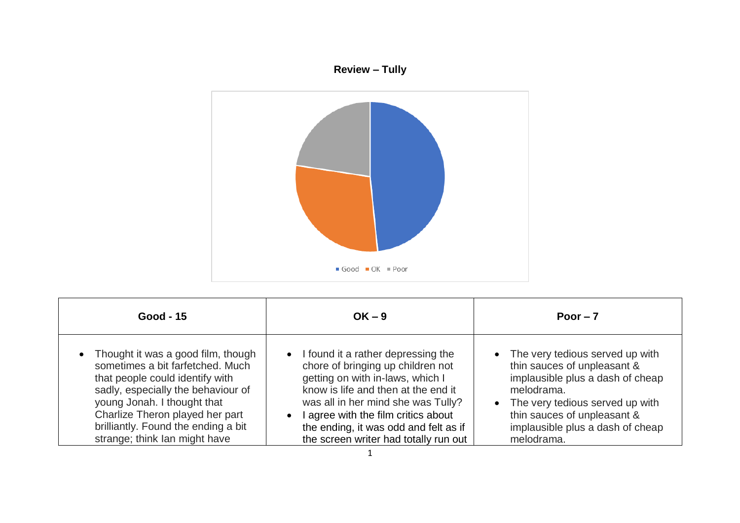**Review – Tully**

Good ■ OK ■ Poor

| Good - 15 | OK – 9 | Poor – 7 |
|---|---|---|
| • Thought it was a good film, though sometimes a bit farfetched. Much that people could identify with sadly, especially the behaviour of young Jonah. I thought that Charlize Theron played her part brilliantly. Found the ending a bit strange; think Ian might have | • I found it a rather depressing the chore of bringing up children not getting on with in-laws, which I know is life and then at the end it was all in her mind she was Tully? <br> • I agree with the film critics about the ending, it was odd and felt as if the screen writer had totally run out | • The very tedious served up with thin sauces of unpleasant & implausible plus a dash of cheap melodrama. <br> • The very tedious served up with thin sauces of unpleasant & implausible plus a dash of cheap melodrama. |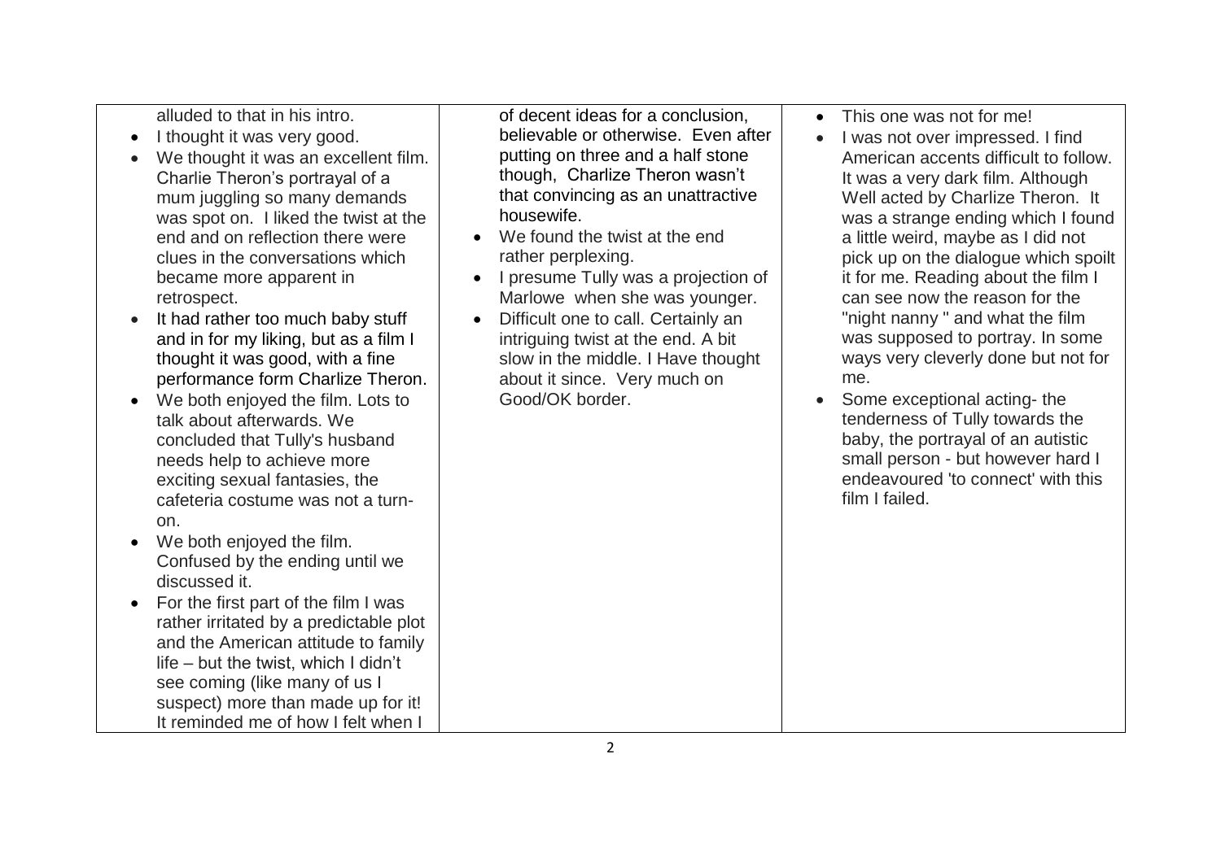| | | |
|---|---|---|
| alluded to that in his intro.<br>• I thought it was very good.<br>• We thought it was an excellent film. Charlie Theron's portrayal of a mum juggling so many demands was spot on. I liked the twist at the end and on reflection there were clues in the conversations which became more apparent in retrospect.<br>• It had rather too much baby stuff and in for my liking, but as a film I thought it was good, with a fine performance form Charlize Theron.<br>• We both enjoyed the film. Lots to talk about afterwards. We concluded that Tully's husband needs help to achieve more exciting sexual fantasies, the cafeteria costume was not a turn-on.<br>• We both enjoyed the film. Confused by the ending until we discussed it.<br>• For the first part of the film I was rather irritated by a predictable plot and the American attitude to family life – but the twist, which I didn't see coming (like many of us I suspect) more than made up for it! It reminded me of how I felt when I | of decent ideas for a conclusion, believable or otherwise. Even after putting on three and a half stone though, Charlize Theron wasn't that convincing as an unattractive housewife.<br>• We found the twist at the end rather perplexing.<br>• I presume Tully was a projection of Marlowe when she was younger.<br>• Difficult one to call. Certainly an intriguing twist at the end. A bit slow in the middle. I Have thought about it since. Very much on Good/OK border. | • This one was not for me!<br>• I was not over impressed. I find American accents difficult to follow. It was a very dark film. Although Well acted by Charlize Theron. It was a strange ending which I found a little weird, maybe as I did not pick up on the dialogue which spoilt it for me. Reading about the film I can see now the reason for the "night nanny " and what the film was supposed to portray. In some ways very cleverly done but not for me.<br>• Some exceptional acting- the tenderness of Tully towards the baby, the portrayal of an autistic small person - but however hard I endeavoured 'to connect' with this film I failed. |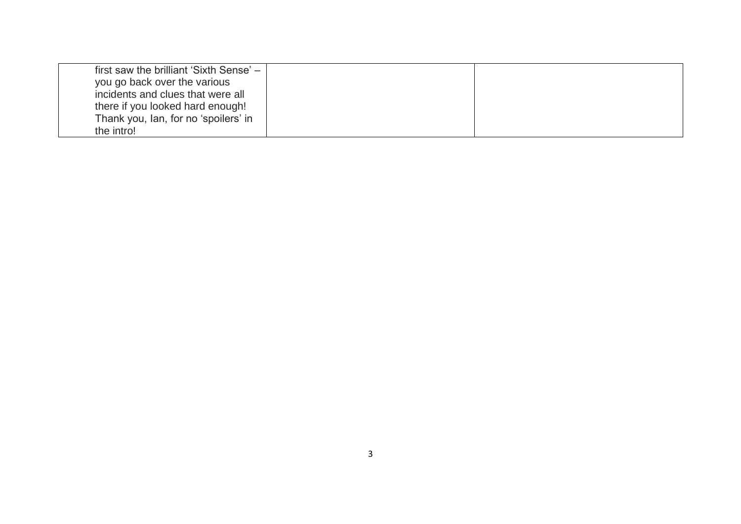| | | |
|---|---|---|
| first saw the brilliant ‘Sixth Sense’ – you go back over the various incidents and clues that were all there if you looked hard enough! Thank you, Ian, for no ‘spoilers’ in the intro! | | |